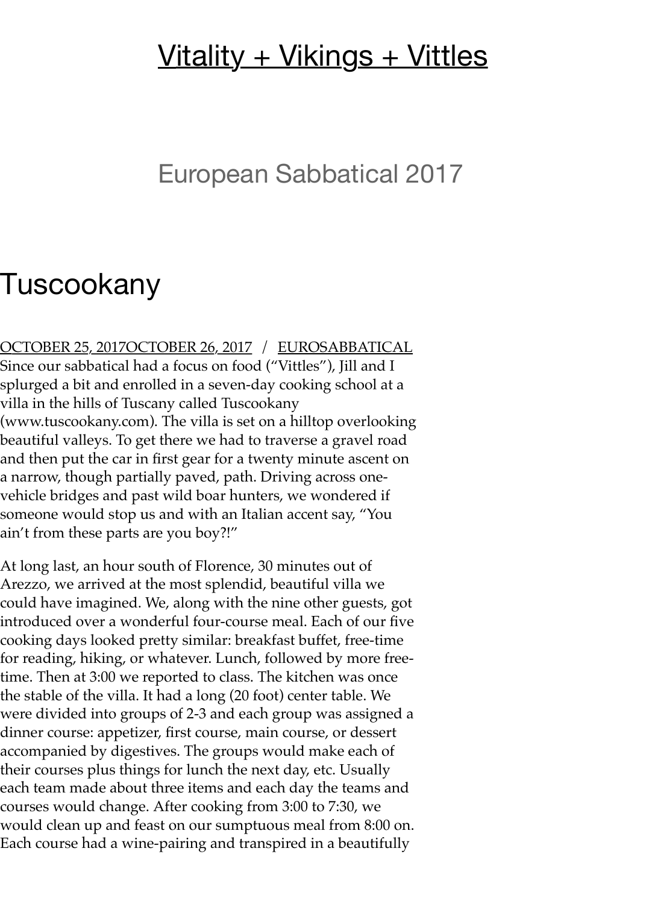# Vitality + Vikings + Vittles

European Sabbatical 2017

## Tuscookany

OCTOBER 25, 2017OCTOBER 26, 2017 / EUROSABBATICAL

Since our sabbatical had a focus on food ("Vittles"), Jill and I splurged a bit and enrolled in a seven-day cooking school at a villa in the hills of Tuscany called Tuscookany (www.tuscookany.com). The villa is set on a hilltop overlooking beautiful valleys. To get there we had to traverse a gravel road and then put the car in first gear for a twenty minute ascent on a narrow, though partially paved, path. Driving across one-vehicle bridges and past wild boar hunters, we wondered if someone would stop us and with an Italian accent say, "You ain't from these parts are you boy?!"

At long last, an hour south of Florence, 30 minutes out of Arezzo, we arrived at the most splendid, beautiful villa we could have imagined. We, along with the nine other guests, got introduced over a wonderful four-course meal. Each of our five cooking days looked pretty similar: breakfast buffet, free-time for reading, hiking, or whatever. Lunch, followed by more free-time. Then at 3:00 we reported to class. The kitchen was once the stable of the villa. It had a long (20 foot) center table. We were divided into groups of 2-3 and each group was assigned a dinner course: appetizer, first course, main course, or dessert accompanied by digestives. The groups would make each of their courses plus things for lunch the next day, etc. Usually each team made about three items and each day the teams and courses would change. After cooking from 3:00 to 7:30, we would clean up and feast on our sumptuous meal from 8:00 on. Each course had a wine-pairing and transpired in a beautifully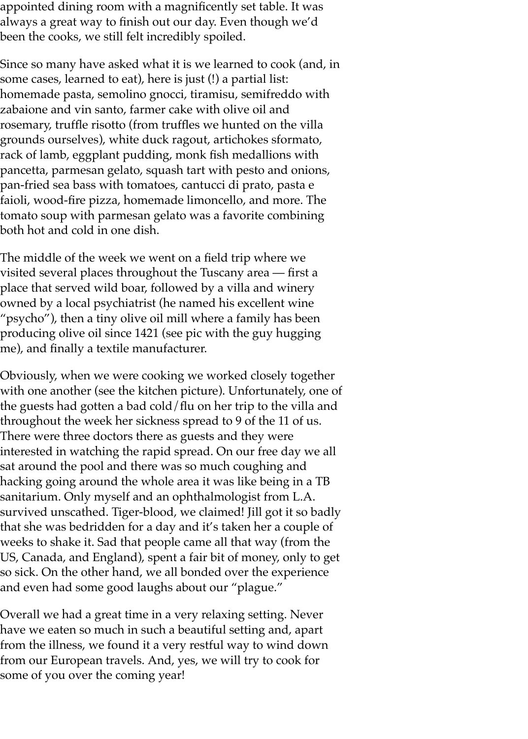appointed dining room with a magnificently set table. It was always a great way to finish out our day. Even though we'd been the cooks, we still felt incredibly spoiled.

Since so many have asked what it is we learned to cook (and, in some cases, learned to eat), here is just (!) a partial list: homemade pasta, semolino gnocci, tiramisu, semifreddo with zabaione and vin santo, farmer cake with olive oil and rosemary, truffle risotto (from truffles we hunted on the villa grounds ourselves), white duck ragout, artichokes sformato, rack of lamb, eggplant pudding, monk fish medallions with pancetta, parmesan gelato, squash tart with pesto and onions, pan-fried sea bass with tomatoes, cantucci di prato, pasta e faioli, wood-fire pizza, homemade limoncello, and more. The tomato soup with parmesan gelato was a favorite combining both hot and cold in one dish.

The middle of the week we went on a field trip where we visited several places throughout the Tuscany area — first a place that served wild boar, followed by a villa and winery owned by a local psychiatrist (he named his excellent wine "psycho"), then a tiny olive oil mill where a family has been producing olive oil since 1421 (see pic with the guy hugging me), and finally a textile manufacturer.

Obviously, when we were cooking we worked closely together with one another (see the kitchen picture). Unfortunately, one of the guests had gotten a bad cold/flu on her trip to the villa and throughout the week her sickness spread to 9 of the 11 of us. There were three doctors there as guests and they were interested in watching the rapid spread. On our free day we all sat around the pool and there was so much coughing and hacking going around the whole area it was like being in a TB sanitarium. Only myself and an ophthalmologist from L.A. survived unscathed. Tiger-blood, we claimed! Jill got it so badly that she was bedridden for a day and it's taken her a couple of weeks to shake it. Sad that people came all that way (from the US, Canada, and England), spent a fair bit of money, only to get so sick. On the other hand, we all bonded over the experience and even had some good laughs about our "plague."

Overall we had a great time in a very relaxing setting. Never have we eaten so much in such a beautiful setting and, apart from the illness, we found it a very restful way to wind down from our European travels. And, yes, we will try to cook for some of you over the coming year!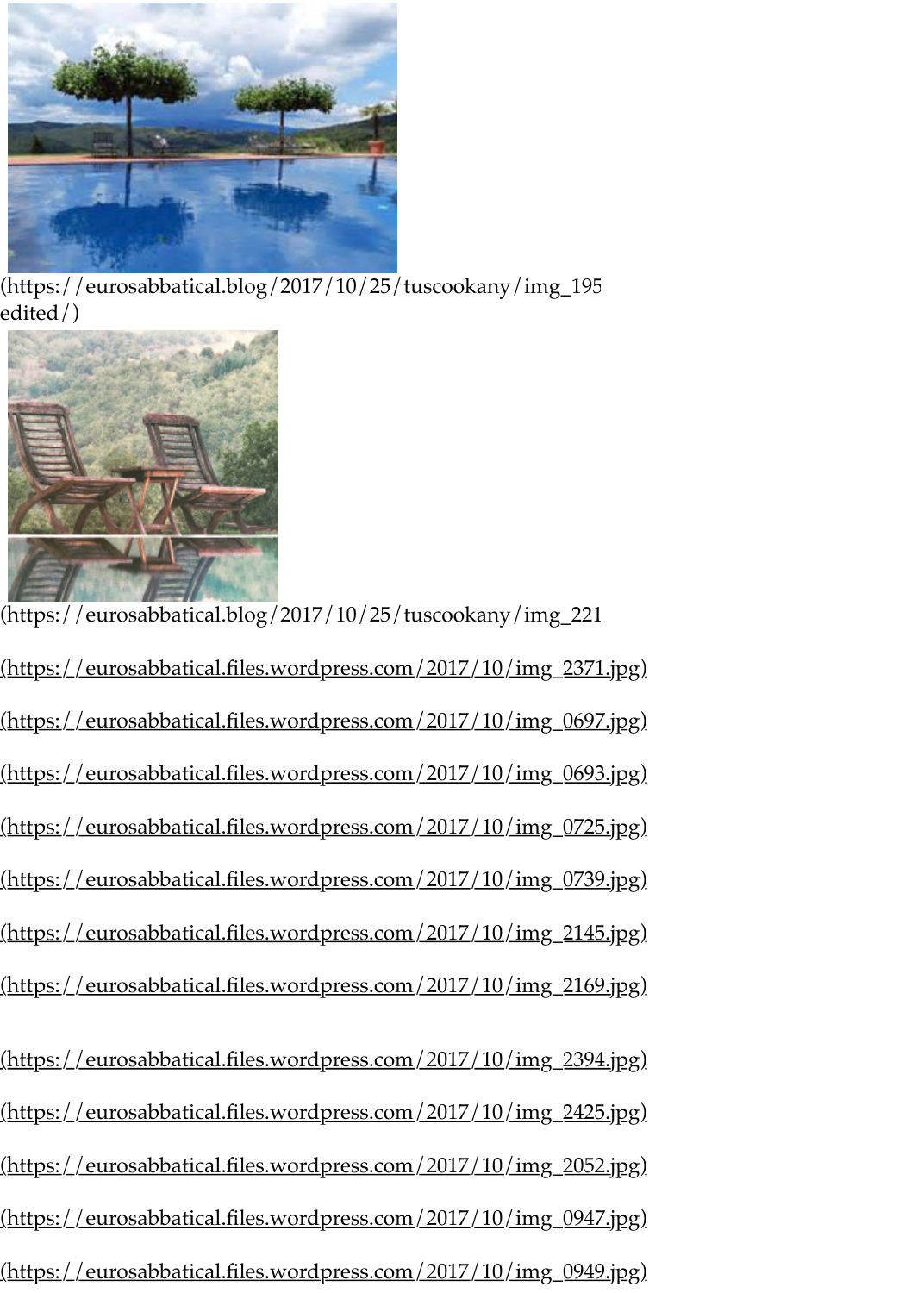(https://eurosabbatical.blog/2017/10/25/tuscookany/img_195
edited/)

(https://eurosabbatical.blog/2017/10/25/tuscookany/img_221

(https://eurosabbatical.files.wordpress.com/2017/10/img_2371.jpg)

(https://eurosabbatical.files.wordpress.com/2017/10/img_0697.jpg)

(https://eurosabbatical.files.wordpress.com/2017/10/img_0693.jpg)

(https://eurosabbatical.files.wordpress.com/2017/10/img_0725.jpg)

(https://eurosabbatical.files.wordpress.com/2017/10/img_0739.jpg)

(https://eurosabbatical.files.wordpress.com/2017/10/img_2145.jpg)

(https://eurosabbatical.files.wordpress.com/2017/10/img_2169.jpg)

(https://eurosabbatical.files.wordpress.com/2017/10/img_2394.jpg)

(https://eurosabbatical.files.wordpress.com/2017/10/img_2425.jpg)

(https://eurosabbatical.files.wordpress.com/2017/10/img_2052.jpg)

(https://eurosabbatical.files.wordpress.com/2017/10/img_0947.jpg)

(https://eurosabbatical.files.wordpress.com/2017/10/img_0949.jpg)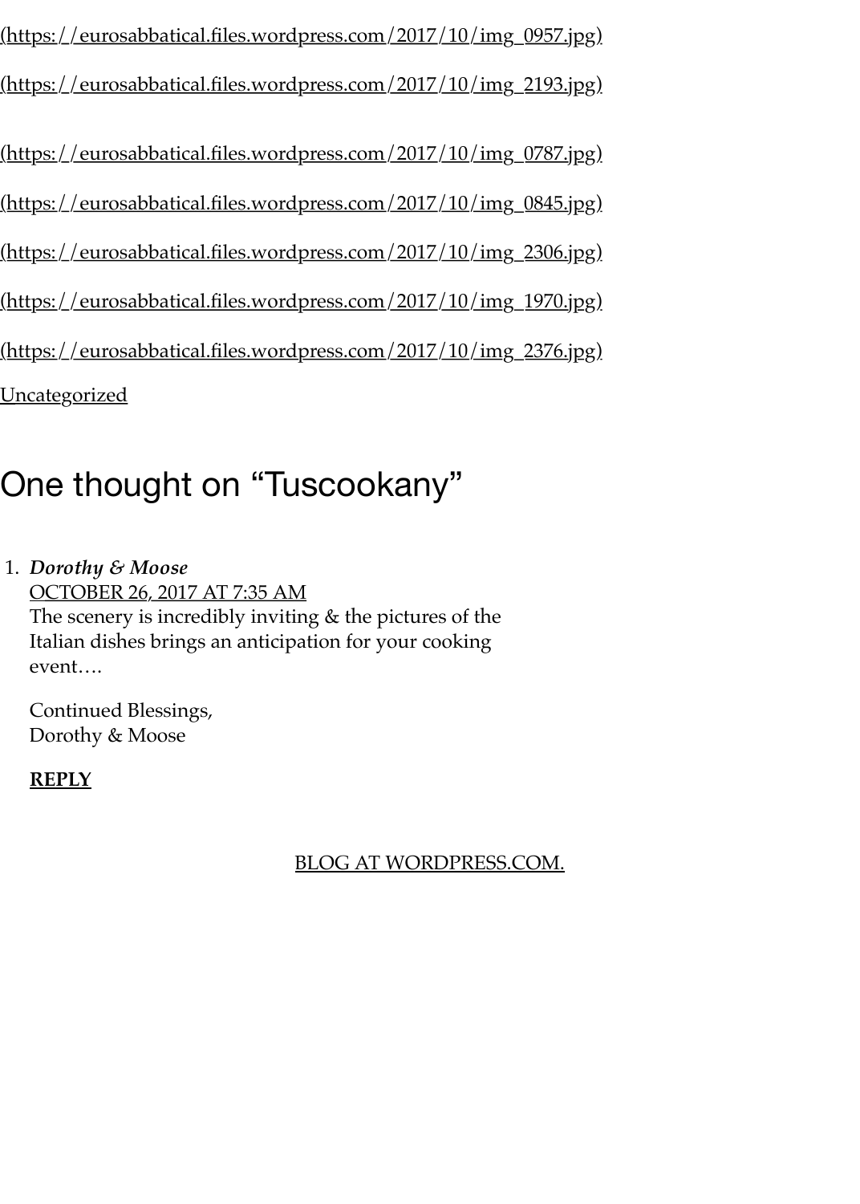(https://eurosabbatical.files.wordpress.com/2017/10/img_0957.jpg)

(https://eurosabbatical.files.wordpress.com/2017/10/img_2193.jpg)

(https://eurosabbatical.files.wordpress.com/2017/10/img_0787.jpg)

(https://eurosabbatical.files.wordpress.com/2017/10/img_0845.jpg)

(https://eurosabbatical.files.wordpress.com/2017/10/img_2306.jpg)

(https://eurosabbatical.files.wordpress.com/2017/10/img_1970.jpg)

(https://eurosabbatical.files.wordpress.com/2017/10/img_2376.jpg)

Uncategorized

# One thought on "Tuscookany"

1. ***Dorothy & Moose***
   OCTOBER 26, 2017 AT 7:35 AM
   The scenery is incredibly inviting & the pictures of the Italian dishes brings an anticipation for your cooking event….

   Continued Blessings,
   Dorothy & Moose

   **REPLY**

BLOG AT WORDPRESS.COM.